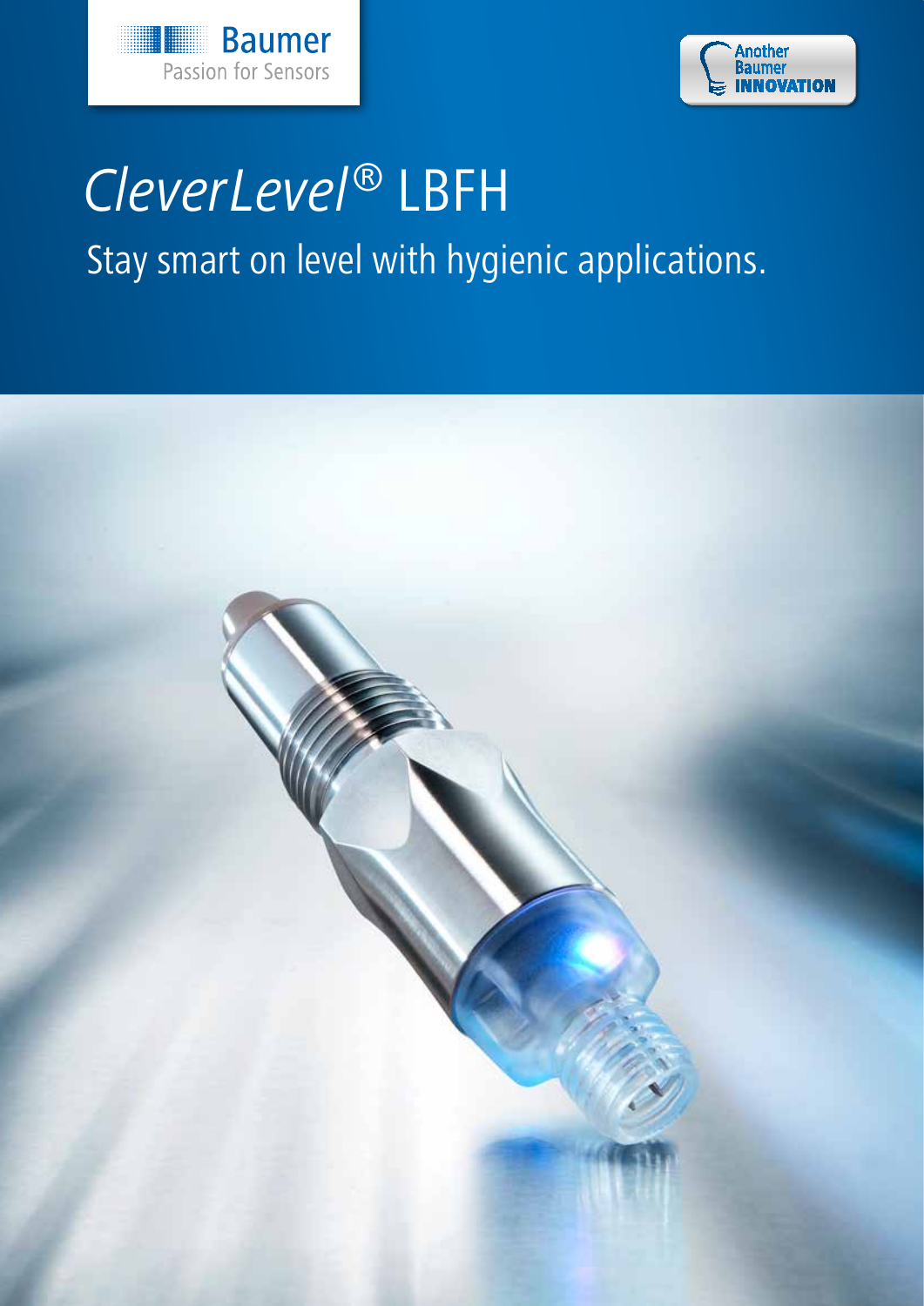Baumer
Passion for Sensors

Another Baumer INNOVATION

# *CleverLevel*® LBFH

## Stay smart on level with hygienic applications.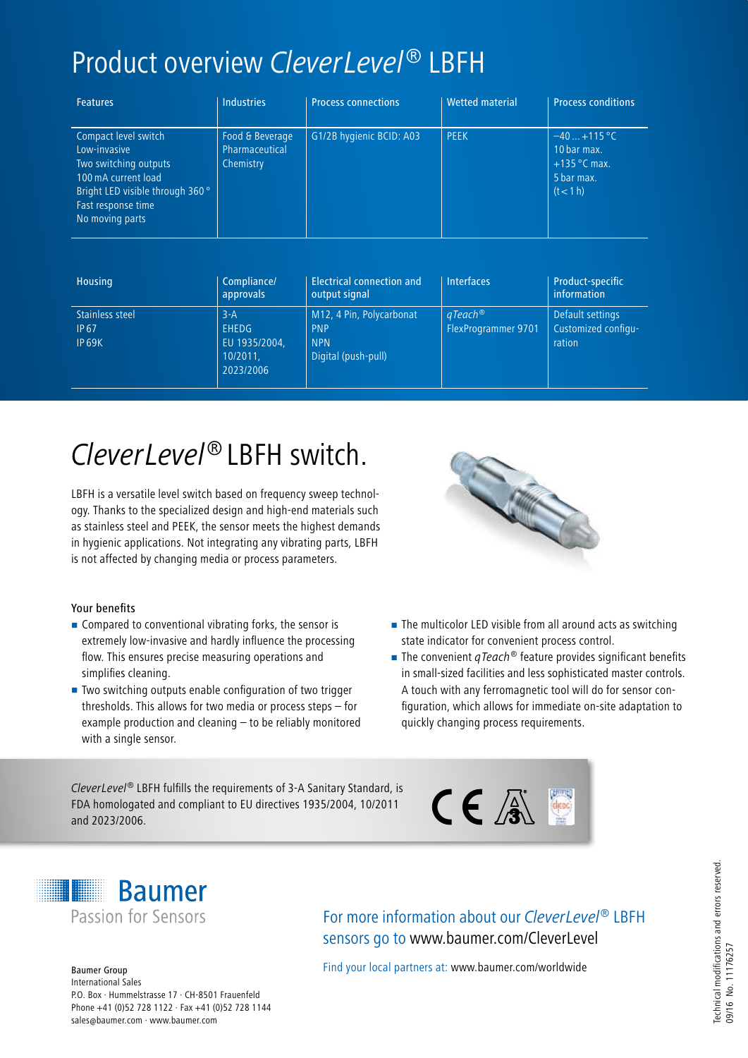# Product overview *CleverLevel*® LBFH

| Features | Industries | Process connections | Wetted material | Process conditions |
|---|---|---|---|---|
| Compact level switch<br>Low-invasive<br>Two switching outputs<br>100 mA current load<br>Bright LED visible through 360 °<br>Fast response time<br>No moving parts | Food & Beverage<br>Pharmaceutical<br>Chemistry | G1/2B hygienic BCID: A03 | PEEK | −40 … +115 °C<br>10 bar max.<br>+135 °C max.<br>5 bar max.<br>(t < 1 h) |

| Housing | Compliance/ approvals | Electrical connection and output signal | Interfaces | Product-specific information |
|---|---|---|---|---|
| Stainless steel<br>IP 67<br>IP 69K | 3-A<br>EHEDG<br>EU 1935/2004,<br>10/2011,<br>2023/2006 | M12, 4 Pin, Polycarbonat<br>PNP<br>NPN<br>Digital (push-pull) | *qTeach*®<br>FlexProgrammer 9701 | Default settings<br>Customized configuration |

# *CleverLevel*® LBFH switch.

LBFH is a versatile level switch based on frequency sweep technology. Thanks to the specialized design and high-end materials such as stainless steel and PEEK, the sensor meets the highest demands in hygienic applications. Not integrating any vibrating parts, LBFH is not affected by changing media or process parameters.

Your benefits

- Compared to conventional vibrating forks, the sensor is extremely low-invasive and hardly influence the processing flow. This ensures precise measuring operations and simplifies cleaning.
- Two switching outputs enable configuration of two trigger thresholds. This allows for two media or process steps – for example production and cleaning – to be reliably monitored with a single sensor.
- The multicolor LED visible from all around acts as switching state indicator for convenient process control.
- The convenient *qTeach*® feature provides significant benefits in small-sized facilities and less sophisticated master controls. A touch with any ferromagnetic tool will do for sensor configuration, which allows for immediate on-site adaptation to quickly changing process requirements.

*CleverLevel*® LBFH fulfills the requirements of 3-A Sanitary Standard, is FDA homologated and compliant to EU directives 1935/2004, 10/2011 and 2023/2006.

Baumer
Passion for Sensors

Baumer Group
International Sales
P.O. Box · Hummelstrasse 17 · CH-8501 Frauenfeld
Phone +41 (0)52 728 1122 · Fax +41 (0)52 728 1144
sales@baumer.com · www.baumer.com

For more information about our *CleverLevel*® LBFH sensors go to www.baumer.com/CleverLevel

Find your local partners at: www.baumer.com/worldwide

Technical modifications and errors reserved.
09/16 No. 11176257